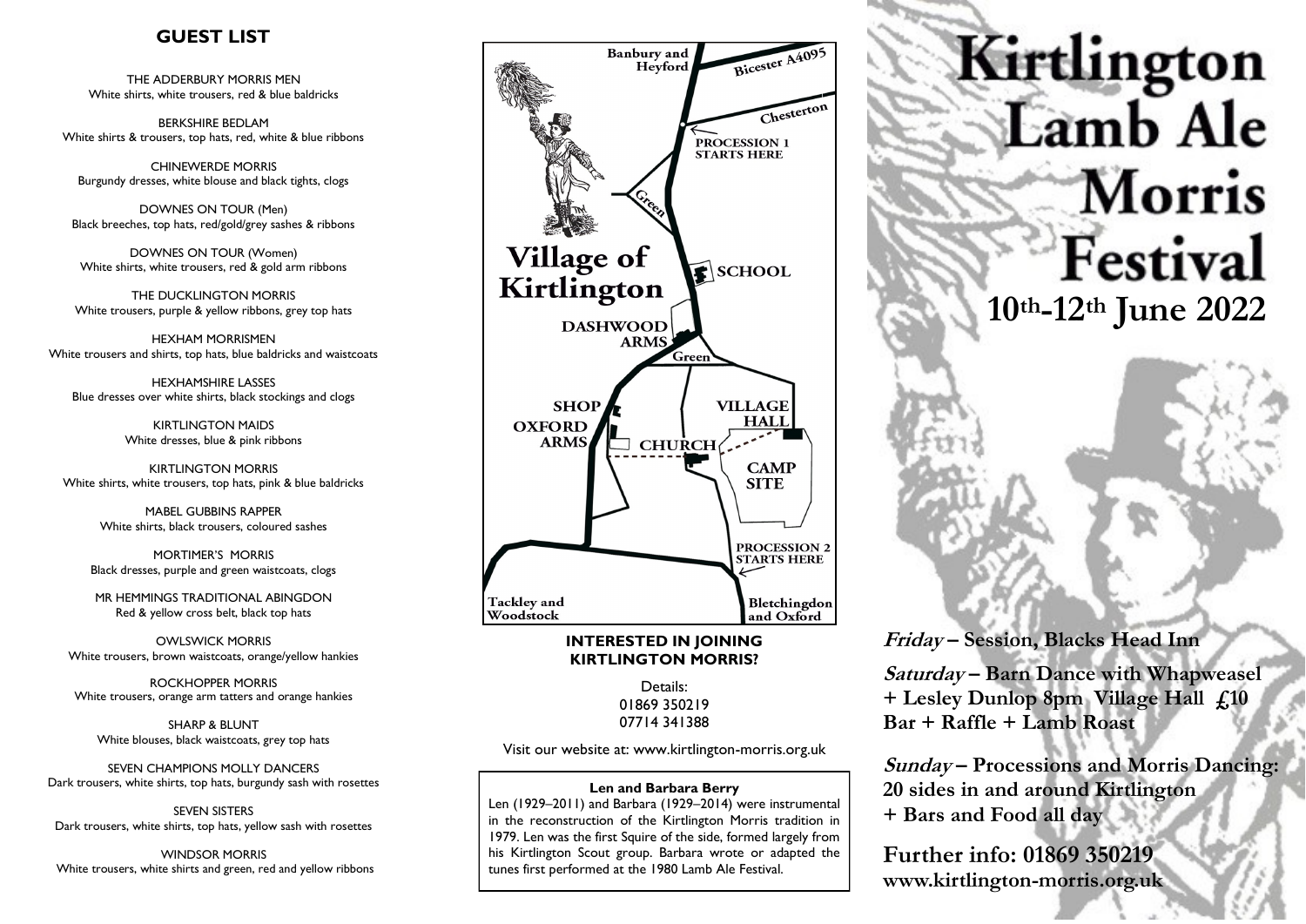## GUEST LIST

THE ADDERBURY MORRIS MEN
White shirts, white trousers, red & blue baldricks

BERKSHIRE BEDLAM
White shirts & trousers, top hats, red, white & blue ribbons

CHINEWERDE MORRIS
Burgundy dresses, white blouse and black tights, clogs

DOWNES ON TOUR (Men)
Black breeches, top hats, red/gold/grey sashes & ribbons

DOWNES ON TOUR (Women)
White shirts, white trousers, red & gold arm ribbons

THE DUCKLINGTON MORRIS
White trousers, purple & yellow ribbons, grey top hats

HEXHAM MORRISMEN
White trousers and shirts, top hats, blue baldricks and waistcoats

HEXHAMSHIRE LASSES
Blue dresses over white shirts, black stockings and clogs

KIRTLINGTON MAIDS
White dresses, blue & pink ribbons

KIRTLINGTON MORRIS
White shirts, white trousers, top hats, pink & blue baldricks

MABEL GUBBINS RAPPER
White shirts, black trousers, coloured sashes

MORTIMER'S MORRIS
Black dresses, purple and green waistcoats, clogs

MR HEMMINGS TRADITIONAL ABINGDON
Red & yellow cross belt, black top hats

OWLSWICK MORRIS
White trousers, brown waistcoats, orange/yellow hankies

ROCKHOPPER MORRIS
White trousers, orange arm tatters and orange hankies

SHARP & BLUNT
White blouses, black waistcoats, grey top hats

SEVEN CHAMPIONS MOLLY DANCERS
Dark trousers, white shirts, top hats, burgundy sash with rosettes

SEVEN SISTERS
Dark trousers, white shirts, top hats, yellow sash with rosettes

WINDSOR MORRIS
White trousers, white shirts and green, red and yellow ribbons

**Village of Kirtlington**

Banbury and Heyford — Bicester A4095 — Chesterton — PROCESSION 1 STARTS HERE — Green — SCHOOL — DASHWOOD ARMS — Green — SHOP — OXFORD ARMS — CHURCH — VILLAGE HALL — CAMP SITE — PROCESSION 2 STARTS HERE — Tackley and Woodstock — Bletchingdon and Oxford

### INTERESTED IN JOINING KIRTLINGTON MORRIS?

Details:
01869 350219
07714 341388

Visit our website at: www.kirtlington-morris.org.uk

**Len and Barbara Berry**

Len (1929–2011) and Barbara (1929–2014) were instrumental in the reconstruction of the Kirtlington Morris tradition in 1979. Len was the first Squire of the side, formed largely from his Kirtlington Scout group. Barbara wrote or adapted the tunes first performed at the 1980 Lamb Ale Festival.

# Kirtlington Lamb Ale Morris Festival

## 10th-12th June 2022

***Friday*** **– Session, Blacks Head Inn**

***Saturday*** **– Barn Dance with Whapweasel + Lesley Dunlop 8pm Village Hall £10 Bar + Raffle + Lamb Roast**

***Sunday*** **– Processions and Morris Dancing: 20 sides in and around Kirtlington + Bars and Food all day**

**Further info: 01869 350219**
**www.kirtlington-morris.org.uk**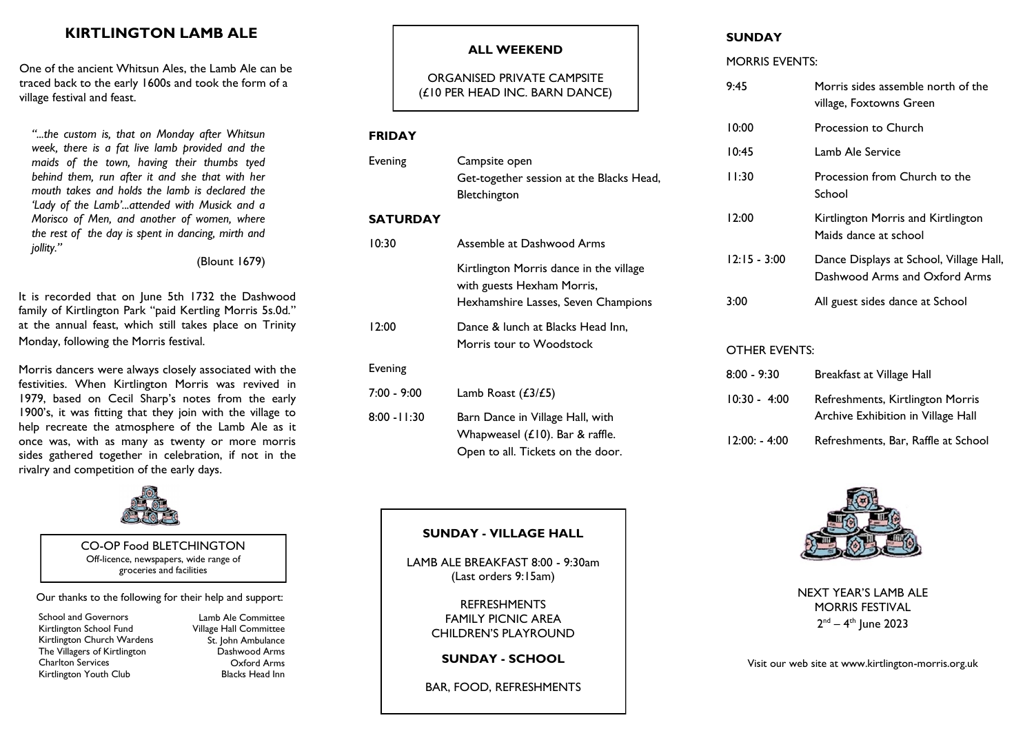# KIRTLINGTON LAMB ALE

One of the ancient Whitsun Ales, the Lamb Ale can be traced back to the early 1600s and took the form of a village festival and feast.

> *"...the custom is, that on Monday after Whitsun week, there is a fat live lamb provided and the maids of the town, having their thumbs tyed behind them, run after it and she that with her mouth takes and holds the lamb is declared the 'Lady of the Lamb'...attended with Musick and a Morisco of Men, and another of women, where the rest of the day is spent in dancing, mirth and jollity."*
>
> (Blount 1679)

It is recorded that on June 5th 1732 the Dashwood family of Kirtlington Park "paid Kertling Morris 5s.0d." at the annual feast, which still takes place on Trinity Monday, following the Morris festival.

Morris dancers were always closely associated with the festivities. When Kirtlington Morris was revived in 1979, based on Cecil Sharp's notes from the early 1900's, it was fitting that they join with the village to help recreate the atmosphere of the Lamb Ale as it once was, with as many as twenty or more morris sides gathered together in celebration, if not in the rivalry and competition of the early days.

CO-OP Food BLETCHINGTON
Off-licence, newspapers, wide range of groceries and facilities

Our thanks to the following for their help and support:

| | |
|---|---|
| School and Governors | Lamb Ale Committee |
| Kirtlington School Fund | Village Hall Committee |
| Kirtlington Church Wardens | St. John Ambulance |
| The Villagers of Kirtlington | Dashwood Arms |
| Charlton Services | Oxford Arms |
| Kirtlington Youth Club | Blacks Head Inn |

## ALL WEEKEND

ORGANISED PRIVATE CAMPSITE
(£10 PER HEAD INC. BARN DANCE)

## FRIDAY

| | |
|---|---|
| Evening | Campsite open<br>Get-together session at the Blacks Head, Bletchington |

## SATURDAY

| | |
|---|---|
| 10:30 | Assemble at Dashwood Arms |
| | Kirtlington Morris dance in the village with guests Hexham Morris, Hexhamshire Lasses, Seven Champions |
| 12:00 | Dance & lunch at Blacks Head Inn, Morris tour to Woodstock |
| Evening | |
| 7:00 - 9:00 | Lamb Roast (£3/£5) |
| 8:00 -11:30 | Barn Dance in Village Hall, with Whapweasel (£10). Bar & raffle. Open to all. Tickets on the door. |

## SUNDAY - VILLAGE HALL

LAMB ALE BREAKFAST 8:00 - 9:30am
(Last orders 9:15am)

REFRESHMENTS
FAMILY PICNIC AREA
CHILDREN'S PLAYROUND

## SUNDAY - SCHOOL

BAR, FOOD, REFRESHMENTS

## SUNDAY

MORRIS EVENTS:

| | |
|---|---|
| 9:45 | Morris sides assemble north of the village, Foxtowns Green |
| 10:00 | Procession to Church |
| 10:45 | Lamb Ale Service |
| 11:30 | Procession from Church to the School |
| 12:00 | Kirtlington Morris and Kirtlington Maids dance at school |
| 12:15 - 3:00 | Dance Displays at School, Village Hall, Dashwood Arms and Oxford Arms |
| 3:00 | All guest sides dance at School |

OTHER EVENTS:

| | |
|---|---|
| 8:00 - 9:30 | Breakfast at Village Hall |
| 10:30 - 4:00 | Refreshments, Kirtlington Morris Archive Exhibition in Village Hall |
| 12:00: - 4:00 | Refreshments, Bar, Raffle at School |

NEXT YEAR'S LAMB ALE
MORRIS FESTIVAL
2nd – 4th June 2023

Visit our web site at www.kirtlington-morris.org.uk